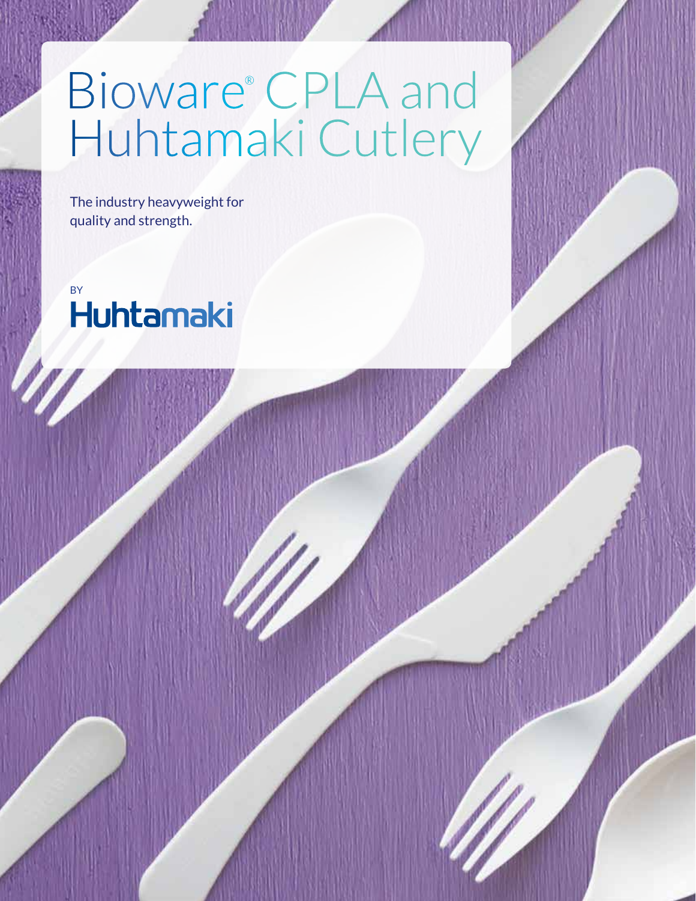# Bioware® CPLA and Huhtamaki Cutlery

The industry heavyweight for quality and strength.

BY

**Huhtamaki**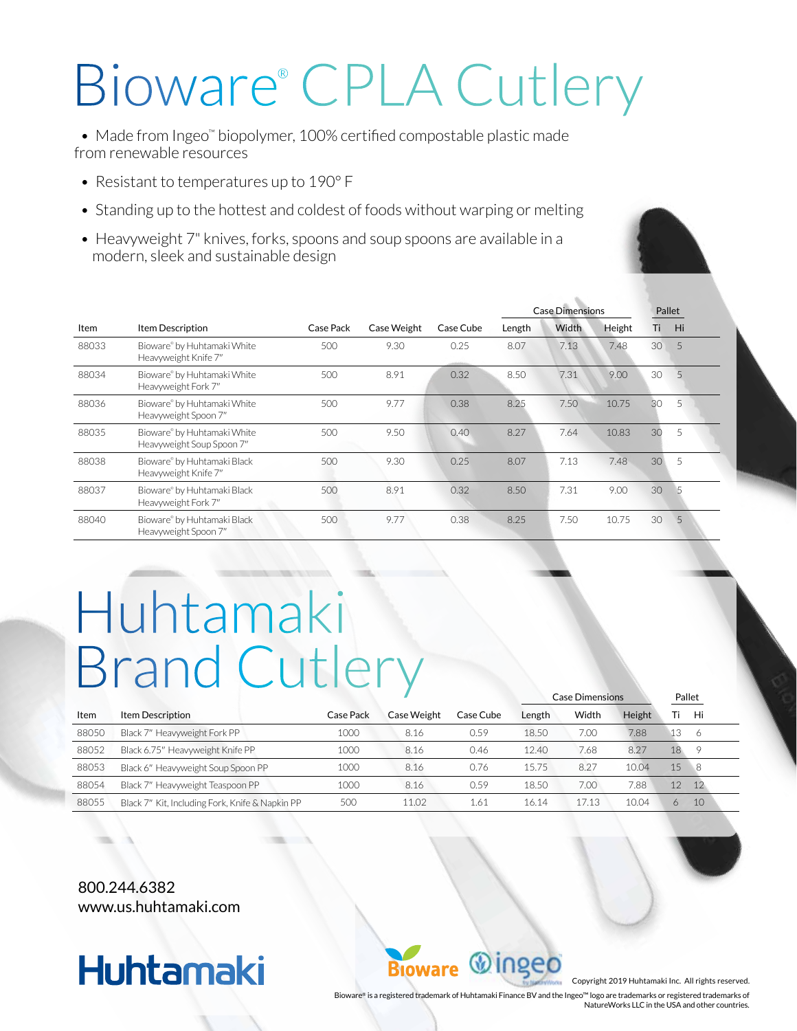# Bioware® CPLA Cutlery

- Made from Ingeo™ biopolymer, 100% certified compostable plastic made from renewable resources
- Resistant to temperatures up to 190° F
- Standing up to the hottest and coldest of foods without warping or melting
- Heavyweight 7" knives, forks, spoons and soup spoons are available in a modern, sleek and sustainable design

| | | | | | Case Dimensions | | | Pallet | |
|---|---|---|---|---|---|---|---|---|---|
| Item | Item Description | Case Pack | Case Weight | Case Cube | Length | Width | Height | Ti | Hi |
| 88033 | Bioware® by Huhtamaki White Heavyweight Knife 7" | 500 | 9.30 | 0.25 | 8.07 | 7.13 | 7.48 | 30 | 5 |
| 88034 | Bioware® by Huhtamaki White Heavyweight Fork 7" | 500 | 8.91 | 0.32 | 8.50 | 7.31 | 9.00 | 30 | 5 |
| 88036 | Bioware® by Huhtamaki White Heavyweight Spoon 7" | 500 | 9.77 | 0.38 | 8.25 | 7.50 | 10.75 | 30 | 5 |
| 88035 | Bioware® by Huhtamaki White Heavyweight Soup Spoon 7" | 500 | 9.50 | 0.40 | 8.27 | 7.64 | 10.83 | 30 | 5 |
| 88038 | Bioware® by Huhtamaki Black Heavyweight Knife 7" | 500 | 9.30 | 0.25 | 8.07 | 7.13 | 7.48 | 30 | 5 |
| 88037 | Bioware® by Huhtamaki Black Heavyweight Fork 7" | 500 | 8.91 | 0.32 | 8.50 | 7.31 | 9.00 | 30 | 5 |
| 88040 | Bioware® by Huhtamaki Black Heavyweight Spoon 7" | 500 | 9.77 | 0.38 | 8.25 | 7.50 | 10.75 | 30 | 5 |

# Huhtamaki Brand Cutlery

| | | | | | Case Dimensions | | | Pallet | |
|---|---|---|---|---|---|---|---|---|---|
| Item | Item Description | Case Pack | Case Weight | Case Cube | Length | Width | Height | Ti | Hi |
| 88050 | Black 7" Heavyweight Fork PP | 1000 | 8.16 | 0.59 | 18.50 | 7.00 | 7.88 | 13 | 6 |
| 88052 | Black 6.75" Heavyweight Knife PP | 1000 | 8.16 | 0.46 | 12.40 | 7.68 | 8.27 | 18 | 9 |
| 88053 | Black 6" Heavyweight Soup Spoon PP | 1000 | 8.16 | 0.76 | 15.75 | 8.27 | 10.04 | 15 | 8 |
| 88054 | Black 7" Heavyweight Teaspoon PP | 1000 | 8.16 | 0.59 | 18.50 | 7.00 | 7.88 | 12 | 12 |
| 88055 | Black 7" Kit, Including Fork, Knife & Napkin PP | 500 | 11.02 | 1.61 | 16.14 | 17.13 | 10.04 | 6 | 10 |

800.244.6382
www.us.huhtamaki.com

Huhtamaki

Bioware ingeo

Copyright 2019 Huhtamaki Inc. All rights reserved.

Bioware® is a registered trademark of Huhtamaki Finance BV and the Ingeo™ logo are trademarks or registered trademarks of NatureWorks LLC in the USA and other countries.